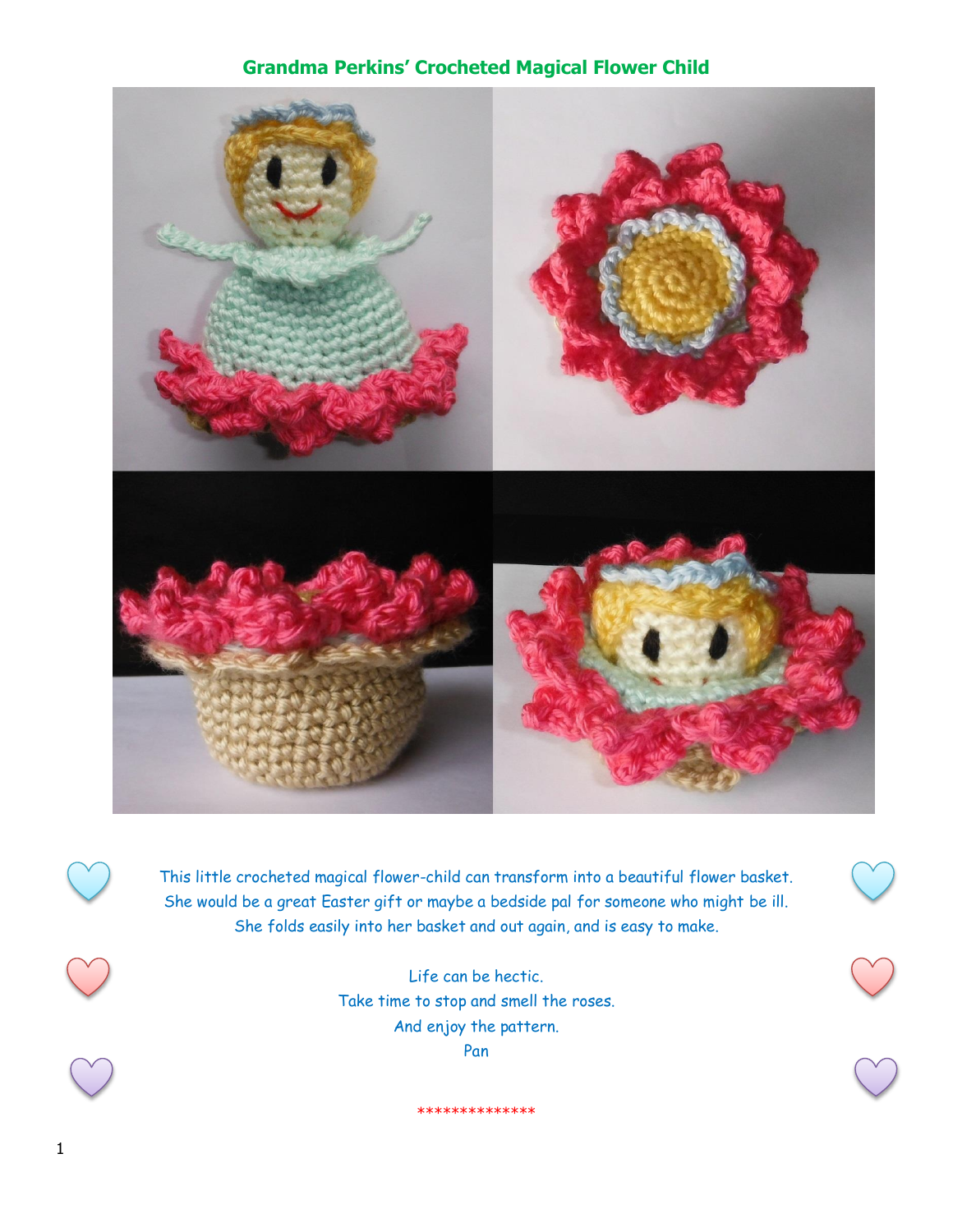# Grandma Perkins' Crocheted Magical Flower Child

This little crocheted magical flower-child can transform into a beautiful flower basket.
She would be a great Easter gift or maybe a bedside pal for someone who might be ill.
She folds easily into her basket and out again, and is easy to make.

Life can be hectic.
Take time to stop and smell the roses.
And enjoy the pattern.
Pan

**************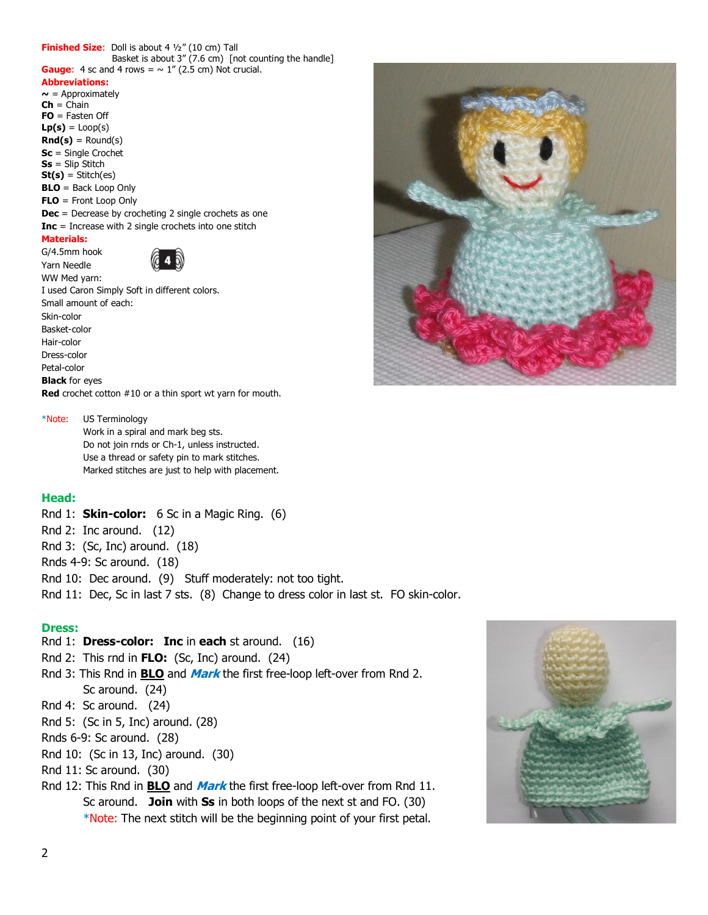**Finished Size**: Doll is about 4 ½" (10 cm) Tall
Basket is about 3" (7.6 cm) [not counting the handle]
**Gauge**: 4 sc and 4 rows = ~ 1" (2.5 cm) Not crucial.

**Abbreviations:**
**~** = Approximately
**Ch** = Chain
**FO** = Fasten Off
**Lp(s)** = Loop(s)
**Rnd(s)** = Round(s)
**Sc** = Single Crochet
**Ss** = Slip Stitch
**St(s)** = Stitch(es)
**BLO** = Back Loop Only
**FLO** = Front Loop Only
**Dec** = Decrease by crocheting 2 single crochets as one
**Inc** = Increase with 2 single crochets into one stitch

**Materials:**
G/4.5mm hook
Yarn Needle
WW Med yarn:
I used Caron Simply Soft in different colors.
Small amount of each:
Skin-color
Basket-color
Hair-color
Dress-color
Petal-color
**Black** for eyes
**Red** crochet cotton #10 or a thin sport wt yarn for mouth.

*Note: US Terminology
Work in a spiral and mark beg sts.
Do not join rnds or Ch-1, unless instructed.
Use a thread or safety pin to mark stitches.
Marked stitches are just to help with placement.

## Head:

Rnd 1: **Skin-color:** 6 Sc in a Magic Ring. (6)
Rnd 2: Inc around. (12)
Rnd 3: (Sc, Inc) around. (18)
Rnds 4-9: Sc around. (18)
Rnd 10: Dec around. (9) Stuff moderately: not too tight.
Rnd 11: Dec, Sc in last 7 sts. (8) Change to dress color in last st. FO skin-color.

## Dress:

Rnd 1: **Dress-color: Inc** in **each** st around. (16)
Rnd 2: This rnd in **FLO:** (Sc, Inc) around. (24)
Rnd 3: This Rnd in **BLO** and ***Mark*** the first free-loop left-over from Rnd 2.
Sc around. (24)
Rnd 4: Sc around. (24)
Rnd 5: (Sc in 5, Inc) around. (28)
Rnds 6-9: Sc around. (28)
Rnd 10: (Sc in 13, Inc) around. (30)
Rnd 11: Sc around. (30)
Rnd 12: This Rnd in **BLO** and ***Mark*** the first free-loop left-over from Rnd 11.
Sc around. **Join** with **Ss** in both loops of the next st and FO. (30)
*Note: The next stitch will be the beginning point of your first petal.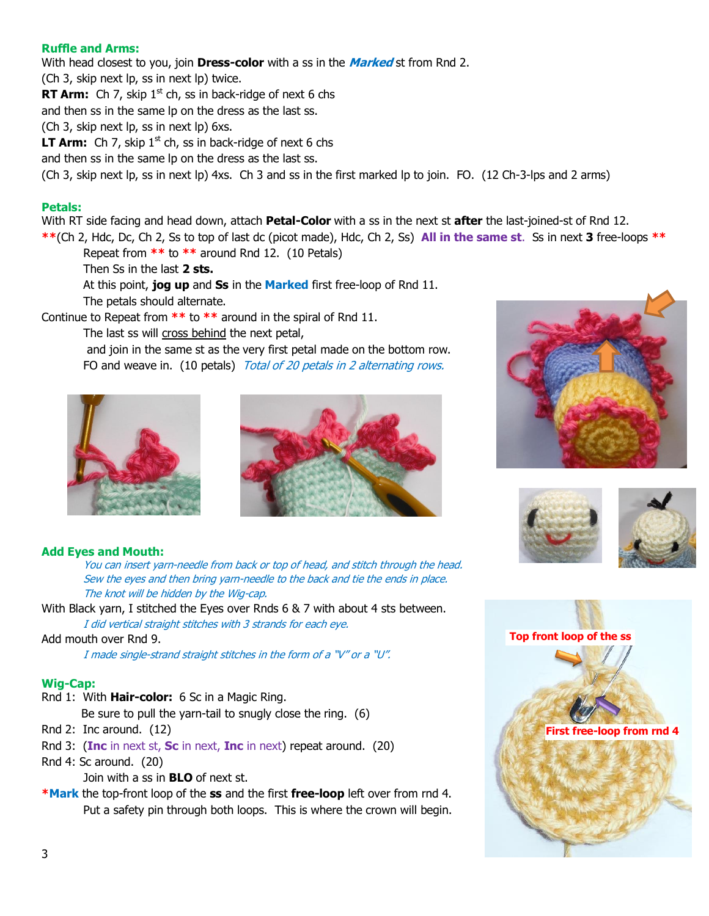**Ruffle and Arms:**

With head closest to you, join **Dress-color** with a ss in the ***Marked*** st from Rnd 2.

(Ch 3, skip next lp, ss in next lp) twice.

**RT Arm:** Ch 7, skip 1st ch, ss in back-ridge of next 6 chs and then ss in the same lp on the dress as the last ss.

(Ch 3, skip next lp, ss in next lp) 6xs.

**LT Arm:** Ch 7, skip 1st ch, ss in back-ridge of next 6 chs and then ss in the same lp on the dress as the last ss.

(Ch 3, skip next lp, ss in next lp) 4xs. Ch 3 and ss in the first marked lp to join. FO. (12 Ch-3-lps and 2 arms)

**Petals:**

With RT side facing and head down, attach **Petal-Color** with a ss in the next st **after** the last-joined-st of Rnd 12.

**(Ch 2, Hdc, Dc, Ch 2, Ss to top of last dc (picot made), Hdc, Ch 2, Ss) **All in the same st**. Ss in next **3** free-loops **

Repeat from ** to ** around Rnd 12. (10 Petals)

Then Ss in the last **2 sts.**

At this point, **jog up** and **Ss** in the **Marked** first free-loop of Rnd 11.

The petals should alternate.

Continue to Repeat from ** to ** around in the spiral of Rnd 11.

The last ss will cross behind the next petal,

and join in the same st as the very first petal made on the bottom row.

FO and weave in. (10 petals) *Total of 20 petals in 2 alternating rows.*

Top front loop of the ss

First free-loop from rnd 4

**Add Eyes and Mouth:**

*You can insert yarn-needle from back or top of head, and stitch through the head. Sew the eyes and then bring yarn-needle to the back and tie the ends in place. The knot will be hidden by the Wig-cap.*

With Black yarn, I stitched the Eyes over Rnds 6 & 7 with about 4 sts between.

*I did vertical straight stitches with 3 strands for each eye.*

Add mouth over Rnd 9.

*I made single-strand straight stitches in the form of a "V" or a "U".*

**Wig-Cap:**

Rnd 1: With **Hair-color:** 6 Sc in a Magic Ring.

Be sure to pull the yarn-tail to snugly close the ring. (6)

Rnd 2: Inc around. (12)

Rnd 3: (**Inc** in next st, **Sc** in next, **Inc** in next) repeat around. (20)

Rnd 4: Sc around. (20)

Join with a ss in **BLO** of next st.

***Mark** the top-front loop of the **ss** and the first **free-loop** left over from rnd 4.

Put a safety pin through both loops. This is where the crown will begin.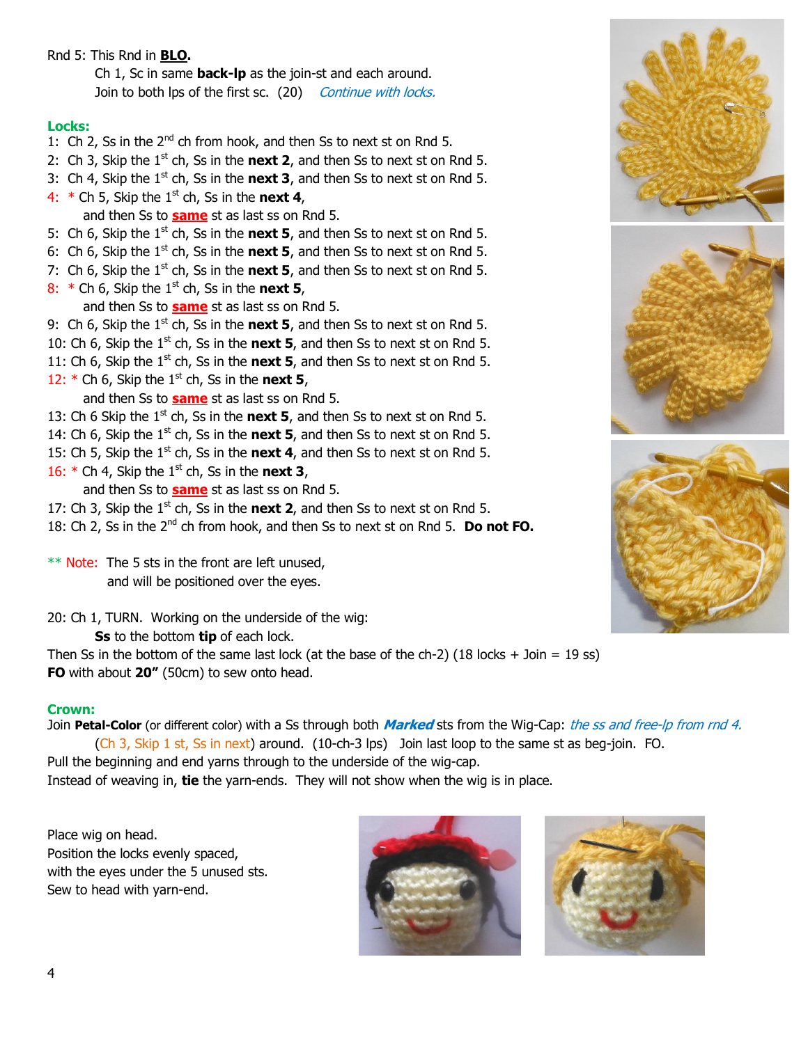Rnd 5: This Rnd in **BLO.**

Ch 1, Sc in same **back-lp** as the join-st and each around.
Join to both lps of the first sc. (20) *Continue with locks.*

**Locks:**

1: Ch 2, Ss in the 2nd ch from hook, and then Ss to next st on Rnd 5.
2: Ch 3, Skip the 1st ch, Ss in the **next 2**, and then Ss to next st on Rnd 5.
3: Ch 4, Skip the 1st ch, Ss in the **next 3**, and then Ss to next st on Rnd 5.
4: * Ch 5, Skip the 1st ch, Ss in the **next 4**,
and then Ss to **same** st as last ss on Rnd 5.
5: Ch 6, Skip the 1st ch, Ss in the **next 5**, and then Ss to next st on Rnd 5.
6: Ch 6, Skip the 1st ch, Ss in the **next 5**, and then Ss to next st on Rnd 5.
7: Ch 6, Skip the 1st ch, Ss in the **next 5**, and then Ss to next st on Rnd 5.
8: * Ch 6, Skip the 1st ch, Ss in the **next 5**,
and then Ss to **same** st as last ss on Rnd 5.
9: Ch 6, Skip the 1st ch, Ss in the **next 5**, and then Ss to next st on Rnd 5.
10: Ch 6, Skip the 1st ch, Ss in the **next 5**, and then Ss to next st on Rnd 5.
11: Ch 6, Skip the 1st ch, Ss in the **next 5**, and then Ss to next st on Rnd 5.
12: * Ch 6, Skip the 1st ch, Ss in the **next 5**,
and then Ss to **same** st as last ss on Rnd 5.
13: Ch 6 Skip the 1st ch, Ss in the **next 5**, and then Ss to next st on Rnd 5.
14: Ch 6, Skip the 1st ch, Ss in the **next 5**, and then Ss to next st on Rnd 5.
15: Ch 5, Skip the 1st ch, Ss in the **next 4**, and then Ss to next st on Rnd 5.
16: * Ch 4, Skip the 1st ch, Ss in the **next 3**,
and then Ss to **same** st as last ss on Rnd 5.
17: Ch 3, Skip the 1st ch, Ss in the **next 2**, and then Ss to next st on Rnd 5.
18: Ch 2, Ss in the 2nd ch from hook, and then Ss to next st on Rnd 5. **Do not FO.**

** Note: The 5 sts in the front are left unused,
and will be positioned over the eyes.

20: Ch 1, TURN. Working on the underside of the wig:
**Ss** to the bottom **tip** of each lock.
Then Ss in the bottom of the same last lock (at the base of the ch-2) (18 locks + Join = 19 ss)
**FO** with about **20"** (50cm) to sew onto head.

**Crown:**

Join **Petal-Color** (or different color) with a Ss through both ***Marked*** sts from the Wig-Cap: *the ss and free-lp from rnd 4.*
(Ch 3, Skip 1 st, Ss in next) around. (10-ch-3 lps) Join last loop to the same st as beg-join. FO.
Pull the beginning and end yarns through to the underside of the wig-cap.
Instead of weaving in, **tie** the yarn-ends. They will not show when the wig is in place.

Place wig on head.
Position the locks evenly spaced,
with the eyes under the 5 unused sts.
Sew to head with yarn-end.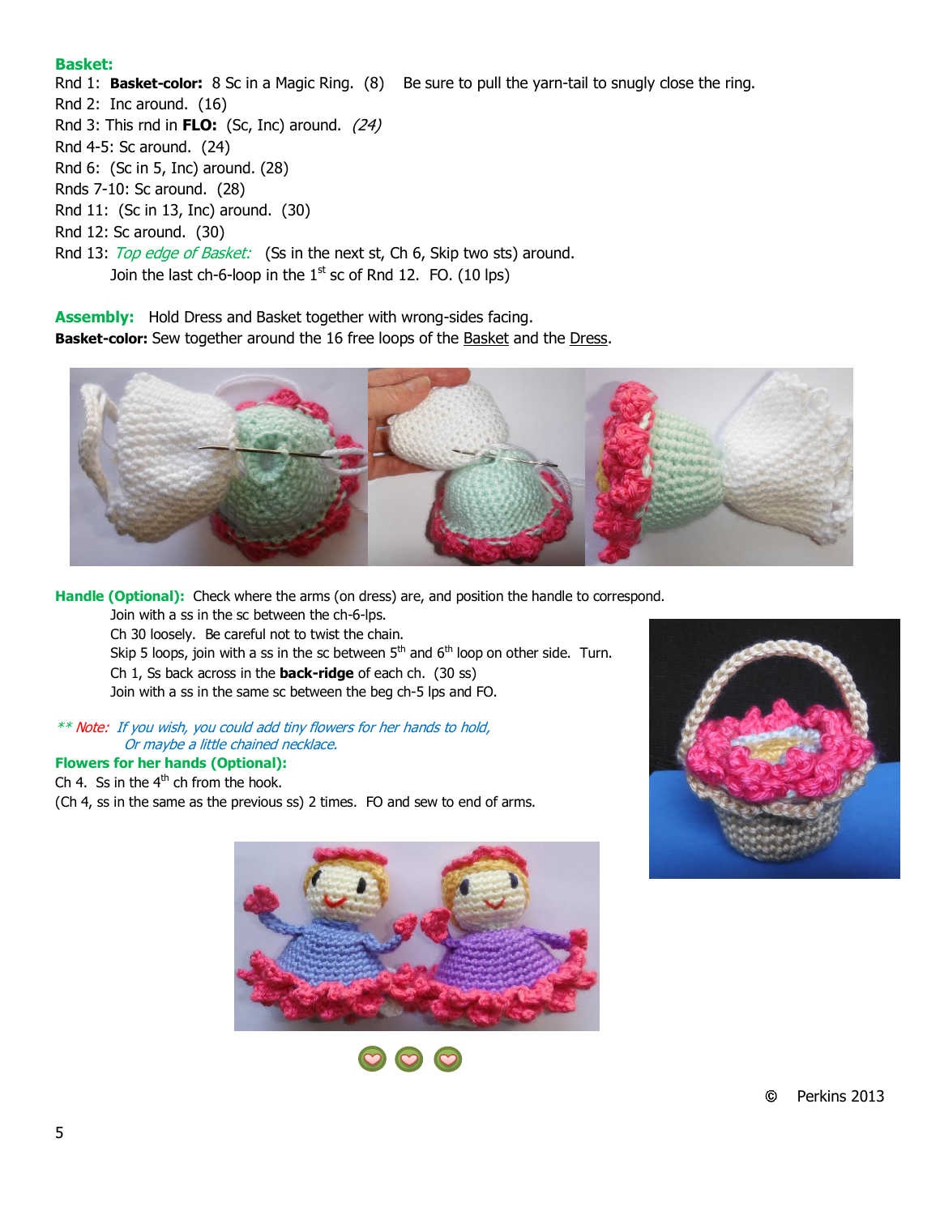**Basket:**

Rnd 1: **Basket-color:** 8 Sc in a Magic Ring. (8) Be sure to pull the yarn-tail to snugly close the ring.
Rnd 2: Inc around. (16)
Rnd 3: This rnd in **FLO:** (Sc, Inc) around. *(24)*
Rnd 4-5: Sc around. (24)
Rnd 6: (Sc in 5, Inc) around. (28)
Rnds 7-10: Sc around. (28)
Rnd 11: (Sc in 13, Inc) around. (30)
Rnd 12: Sc around. (30)
Rnd 13: *Top edge of Basket:* (Ss in the next st, Ch 6, Skip two sts) around.
Join the last ch-6-loop in the 1st sc of Rnd 12. FO. (10 lps)

**Assembly:** Hold Dress and Basket together with wrong-sides facing.
**Basket-color:** Sew together around the 16 free loops of the Basket and the Dress.

**Handle (Optional):** Check where the arms (on dress) are, and position the handle to correspond.
Join with a ss in the sc between the ch-6-lps.
Ch 30 loosely. Be careful not to twist the chain.
Skip 5 loops, join with a ss in the sc between 5th and 6th loop on other side. Turn.
Ch 1, Ss back across in the **back-ridge** of each ch. (30 ss)
Join with a ss in the same sc between the beg ch-5 lps and FO.

*\*\* Note: If you wish, you could add tiny flowers for her hands to hold,*
*Or maybe a little chained necklace.*

**Flowers for her hands (Optional):**
Ch 4. Ss in the 4th ch from the hook.
(Ch 4, ss in the same as the previous ss) 2 times. FO and sew to end of arms.

© Perkins 2013